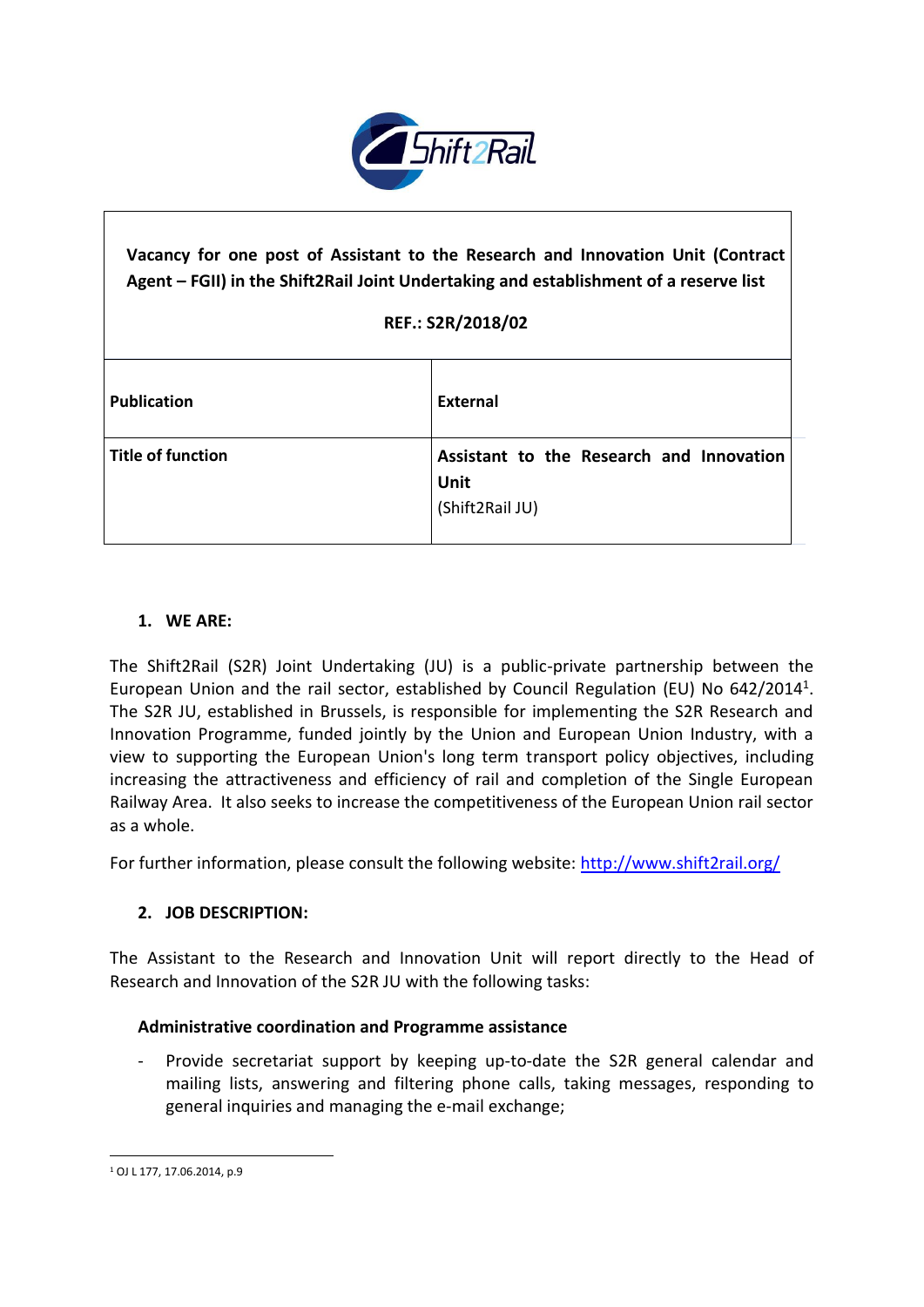| **Vacancy for one post of Assistant to the Research and Innovation Unit (Contract Agent – FGII) in the Shift2Rail Joint Undertaking and establishment of a reserve list**<br><br>**REF.: S2R/2018/02** | |
|---|---|
| **Publication** | **External** |
| **Title of function** | **Assistant to the Research and Innovation Unit**<br>(Shift2Rail JU) |

## 1. WE ARE:

The Shift2Rail (S2R) Joint Undertaking (JU) is a public-private partnership between the European Union and the rail sector, established by Council Regulation (EU) No 642/2014[1]. The S2R JU, established in Brussels, is responsible for implementing the S2R Research and Innovation Programme, funded jointly by the Union and European Union Industry, with a view to supporting the European Union's long term transport policy objectives, including increasing the attractiveness and efficiency of rail and completion of the Single European Railway Area. It also seeks to increase the competitiveness of the European Union rail sector as a whole.

For further information, please consult the following website: http://www.shift2rail.org/

## 2. JOB DESCRIPTION:

The Assistant to the Research and Innovation Unit will report directly to the Head of Research and Innovation of the S2R JU with the following tasks:

### Administrative coordination and Programme assistance

- Provide secretariat support by keeping up-to-date the S2R general calendar and mailing lists, answering and filtering phone calls, taking messages, responding to general inquiries and managing the e-mail exchange;

[1] OJ L 177, 17.06.2014, p.9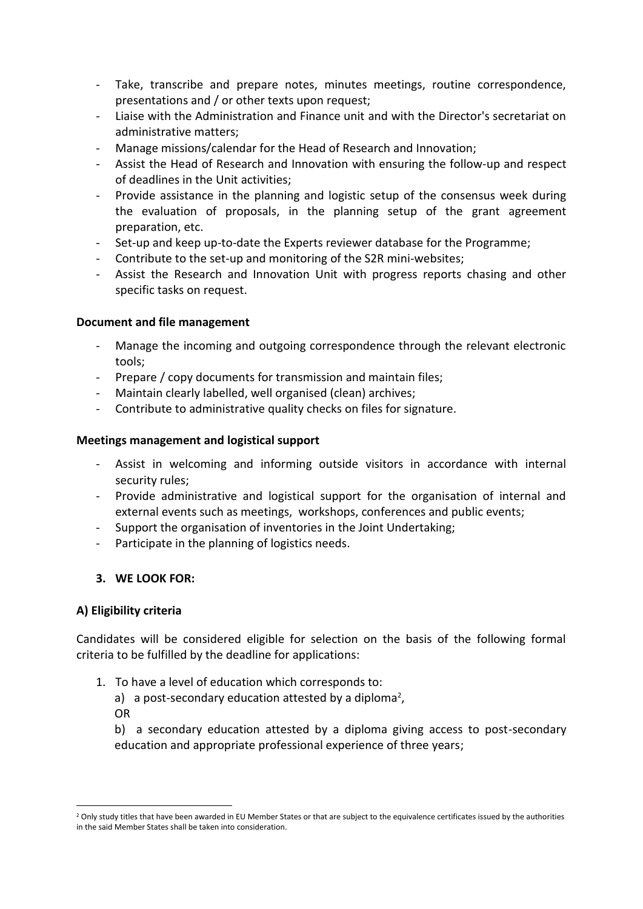- Take, transcribe and prepare notes, minutes meetings, routine correspondence, presentations and / or other texts upon request;
- Liaise with the Administration and Finance unit and with the Director's secretariat on administrative matters;
- Manage missions/calendar for the Head of Research and Innovation;
- Assist the Head of Research and Innovation with ensuring the follow-up and respect of deadlines in the Unit activities;
- Provide assistance in the planning and logistic setup of the consensus week during the evaluation of proposals, in the planning setup of the grant agreement preparation, etc.
- Set-up and keep up-to-date the Experts reviewer database for the Programme;
- Contribute to the set-up and monitoring of the S2R mini-websites;
- Assist the Research and Innovation Unit with progress reports chasing and other specific tasks on request.

**Document and file management**

- Manage the incoming and outgoing correspondence through the relevant electronic tools;
- Prepare / copy documents for transmission and maintain files;
- Maintain clearly labelled, well organised (clean) archives;
- Contribute to administrative quality checks on files for signature.

**Meetings management and logistical support**

- Assist in welcoming and informing outside visitors in accordance with internal security rules;
- Provide administrative and logistical support for the organisation of internal and external events such as meetings, workshops, conferences and public events;
- Support the organisation of inventories in the Joint Undertaking;
- Participate in the planning of logistics needs.

## 3. WE LOOK FOR:

### A) Eligibility criteria

Candidates will be considered eligible for selection on the basis of the following formal criteria to be fulfilled by the deadline for applications:

1. To have a level of education which corresponds to:
   a) a post-secondary education attested by a diploma[2],
   OR
   b) a secondary education attested by a diploma giving access to post-secondary education and appropriate professional experience of three years;

[2] Only study titles that have been awarded in EU Member States or that are subject to the equivalence certificates issued by the authorities in the said Member States shall be taken into consideration.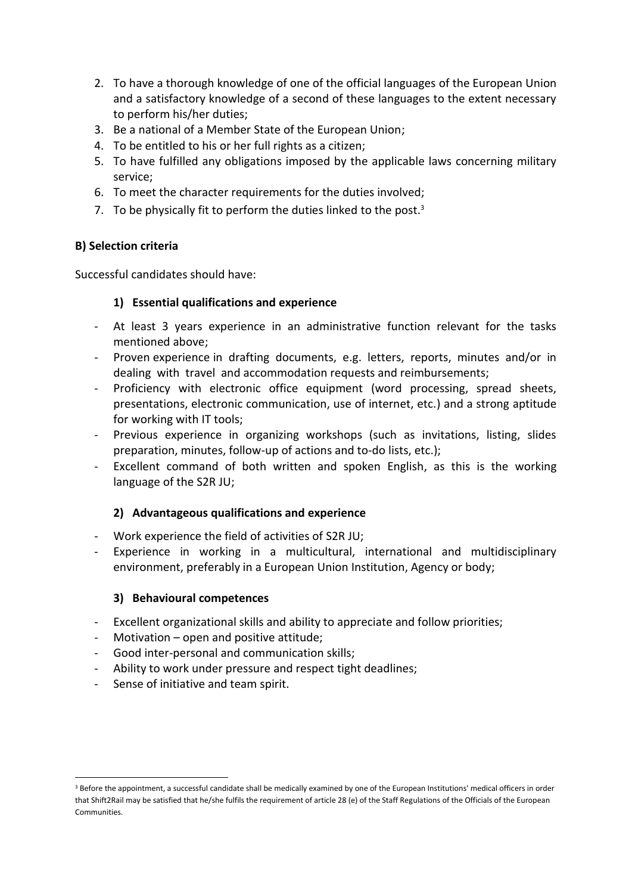2. To have a thorough knowledge of one of the official languages of the European Union and a satisfactory knowledge of a second of these languages to the extent necessary to perform his/her duties;
3. Be a national of a Member State of the European Union;
4. To be entitled to his or her full rights as a citizen;
5. To have fulfilled any obligations imposed by the applicable laws concerning military service;
6. To meet the character requirements for the duties involved;
7. To be physically fit to perform the duties linked to the post.[3]

**B) Selection criteria**

Successful candidates should have:

**1) Essential qualifications and experience**

- At least 3 years experience in an administrative function relevant for the tasks mentioned above;
- Proven experience in drafting documents, e.g. letters, reports, minutes and/or in dealing with travel and accommodation requests and reimbursements;
- Proficiency with electronic office equipment (word processing, spread sheets, presentations, electronic communication, use of internet, etc.) and a strong aptitude for working with IT tools;
- Previous experience in organizing workshops (such as invitations, listing, slides preparation, minutes, follow-up of actions and to-do lists, etc.);
- Excellent command of both written and spoken English, as this is the working language of the S2R JU;

**2) Advantageous qualifications and experience**

- Work experience the field of activities of S2R JU;
- Experience in working in a multicultural, international and multidisciplinary environment, preferably in a European Union Institution, Agency or body;

**3) Behavioural competences**

- Excellent organizational skills and ability to appreciate and follow priorities;
- Motivation – open and positive attitude;
- Good inter-personal and communication skills;
- Ability to work under pressure and respect tight deadlines;
- Sense of initiative and team spirit.

[3] Before the appointment, a successful candidate shall be medically examined by one of the European Institutions' medical officers in order that Shift2Rail may be satisfied that he/she fulfils the requirement of article 28 (e) of the Staff Regulations of the Officials of the European Communities.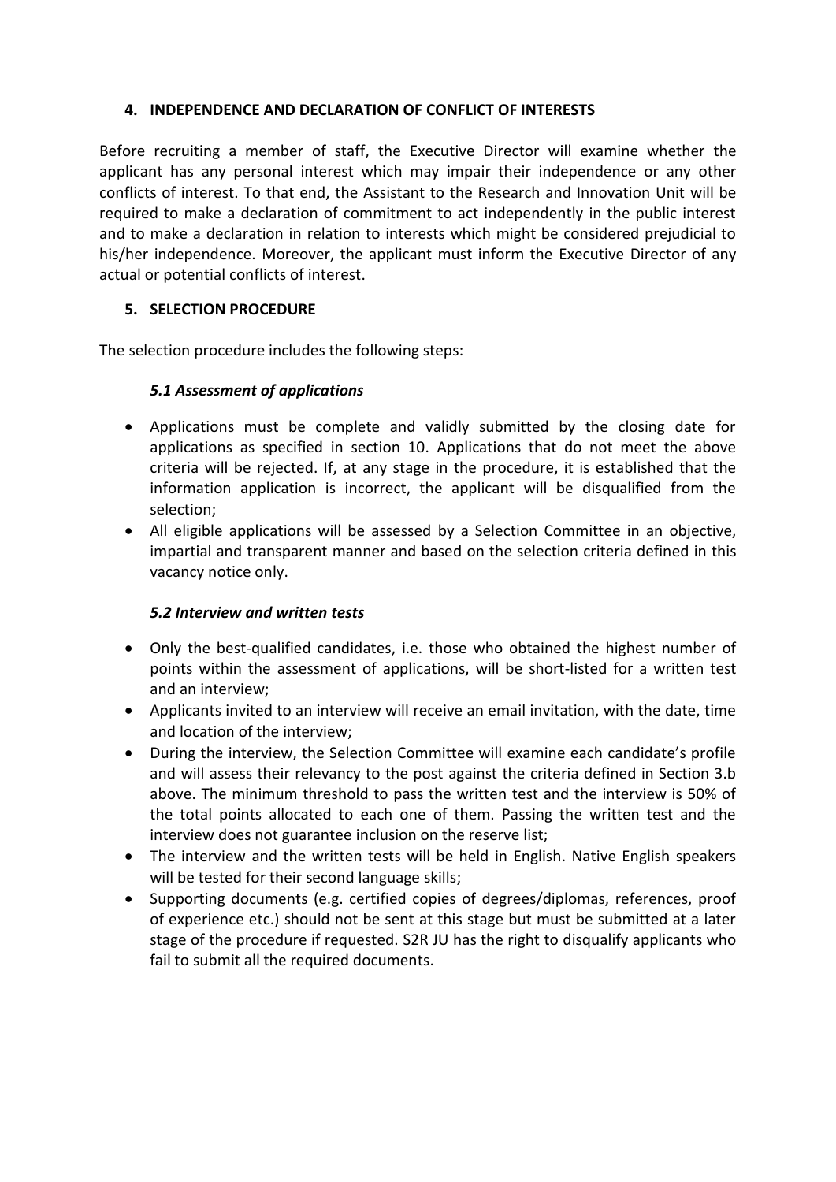## 4. INDEPENDENCE AND DECLARATION OF CONFLICT OF INTERESTS

Before recruiting a member of staff, the Executive Director will examine whether the applicant has any personal interest which may impair their independence or any other conflicts of interest. To that end, the Assistant to the Research and Innovation Unit will be required to make a declaration of commitment to act independently in the public interest and to make a declaration in relation to interests which might be considered prejudicial to his/her independence. Moreover, the applicant must inform the Executive Director of any actual or potential conflicts of interest.

## 5. SELECTION PROCEDURE

The selection procedure includes the following steps:

### *5.1 Assessment of applications*

- Applications must be complete and validly submitted by the closing date for applications as specified in section 10. Applications that do not meet the above criteria will be rejected. If, at any stage in the procedure, it is established that the information application is incorrect, the applicant will be disqualified from the selection;
- All eligible applications will be assessed by a Selection Committee in an objective, impartial and transparent manner and based on the selection criteria defined in this vacancy notice only.

### *5.2 Interview and written tests*

- Only the best-qualified candidates, i.e. those who obtained the highest number of points within the assessment of applications, will be short-listed for a written test and an interview;
- Applicants invited to an interview will receive an email invitation, with the date, time and location of the interview;
- During the interview, the Selection Committee will examine each candidate's profile and will assess their relevancy to the post against the criteria defined in Section 3.b above. The minimum threshold to pass the written test and the interview is 50% of the total points allocated to each one of them. Passing the written test and the interview does not guarantee inclusion on the reserve list;
- The interview and the written tests will be held in English. Native English speakers will be tested for their second language skills;
- Supporting documents (e.g. certified copies of degrees/diplomas, references, proof of experience etc.) should not be sent at this stage but must be submitted at a later stage of the procedure if requested. S2R JU has the right to disqualify applicants who fail to submit all the required documents.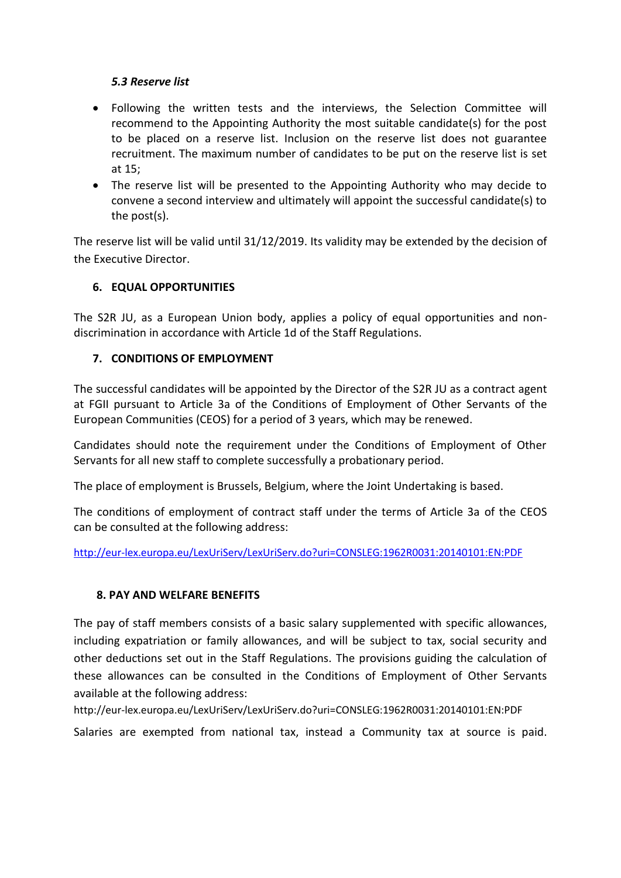### *5.3 Reserve list*

- Following the written tests and the interviews, the Selection Committee will recommend to the Appointing Authority the most suitable candidate(s) for the post to be placed on a reserve list. Inclusion on the reserve list does not guarantee recruitment. The maximum number of candidates to be put on the reserve list is set at 15;
- The reserve list will be presented to the Appointing Authority who may decide to convene a second interview and ultimately will appoint the successful candidate(s) to the post(s).

The reserve list will be valid until 31/12/2019. Its validity may be extended by the decision of the Executive Director.

## 6. EQUAL OPPORTUNITIES

The S2R JU, as a European Union body, applies a policy of equal opportunities and non-discrimination in accordance with Article 1d of the Staff Regulations.

## 7. CONDITIONS OF EMPLOYMENT

The successful candidates will be appointed by the Director of the S2R JU as a contract agent at FGII pursuant to Article 3a of the Conditions of Employment of Other Servants of the European Communities (CEOS) for a period of 3 years, which may be renewed.

Candidates should note the requirement under the Conditions of Employment of Other Servants for all new staff to complete successfully a probationary period.

The place of employment is Brussels, Belgium, where the Joint Undertaking is based.

The conditions of employment of contract staff under the terms of Article 3a of the CEOS can be consulted at the following address:

http://eur-lex.europa.eu/LexUriServ/LexUriServ.do?uri=CONSLEG:1962R0031:20140101:EN:PDF

## 8. PAY AND WELFARE BENEFITS

The pay of staff members consists of a basic salary supplemented with specific allowances, including expatriation or family allowances, and will be subject to tax, social security and other deductions set out in the Staff Regulations. The provisions guiding the calculation of these allowances can be consulted in the Conditions of Employment of Other Servants available at the following address:

http://eur-lex.europa.eu/LexUriServ/LexUriServ.do?uri=CONSLEG:1962R0031:20140101:EN:PDF

Salaries are exempted from national tax, instead a Community tax at source is paid.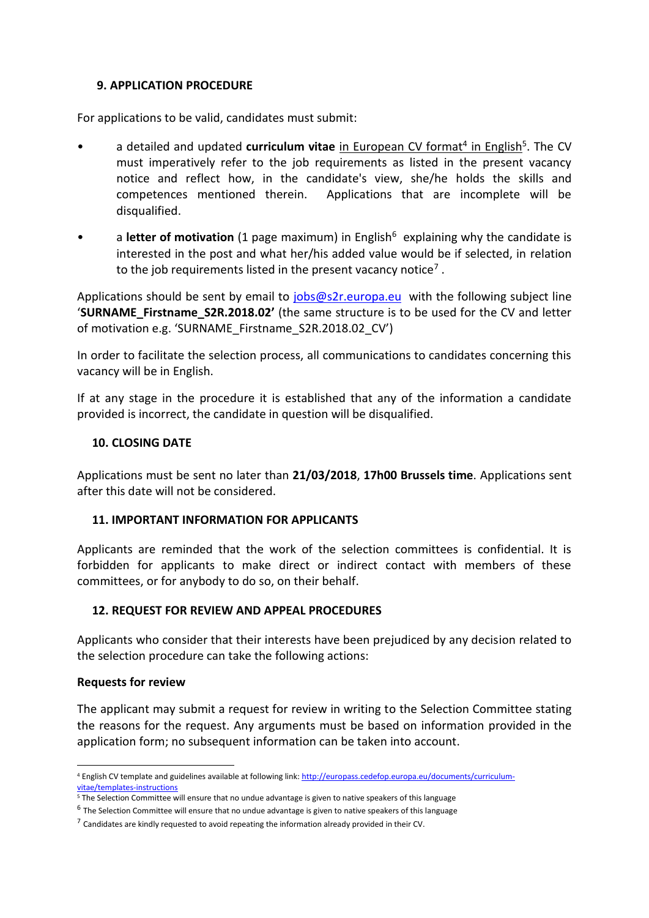## 9. APPLICATION PROCEDURE

For applications to be valid, candidates must submit:

- a detailed and updated **curriculum vitae** in European CV format[4] in English[5]. The CV must imperatively refer to the job requirements as listed in the present vacancy notice and reflect how, in the candidate's view, she/he holds the skills and competences mentioned therein. Applications that are incomplete will be disqualified.
- a **letter of motivation** (1 page maximum) in English[6] explaining why the candidate is interested in the post and what her/his added value would be if selected, in relation to the job requirements listed in the present vacancy notice[7] .

Applications should be sent by email to [jobs@s2r.europa.eu](mailto:jobs@s2r.europa.eu) with the following subject line '**SURNAME_Firstname_S2R.2018.02'** (the same structure is to be used for the CV and letter of motivation e.g. 'SURNAME_Firstname_S2R.2018.02_CV')

In order to facilitate the selection process, all communications to candidates concerning this vacancy will be in English.

If at any stage in the procedure it is established that any of the information a candidate provided is incorrect, the candidate in question will be disqualified.

## 10. CLOSING DATE

Applications must be sent no later than **21/03/2018**, **17h00 Brussels time**. Applications sent after this date will not be considered.

## 11. IMPORTANT INFORMATION FOR APPLICANTS

Applicants are reminded that the work of the selection committees is confidential. It is forbidden for applicants to make direct or indirect contact with members of these committees, or for anybody to do so, on their behalf.

## 12. REQUEST FOR REVIEW AND APPEAL PROCEDURES

Applicants who consider that their interests have been prejudiced by any decision related to the selection procedure can take the following actions:

**Requests for review**

The applicant may submit a request for review in writing to the Selection Committee stating the reasons for the request. Any arguments must be based on information provided in the application form; no subsequent information can be taken into account.

---

[4] English CV template and guidelines available at following link: [http://europass.cedefop.europa.eu/documents/curriculum-vitae/templates-instructions](http://europass.cedefop.europa.eu/documents/curriculum-vitae/templates-instructions)

[5] The Selection Committee will ensure that no undue advantage is given to native speakers of this language

[6] The Selection Committee will ensure that no undue advantage is given to native speakers of this language

[7] Candidates are kindly requested to avoid repeating the information already provided in their CV.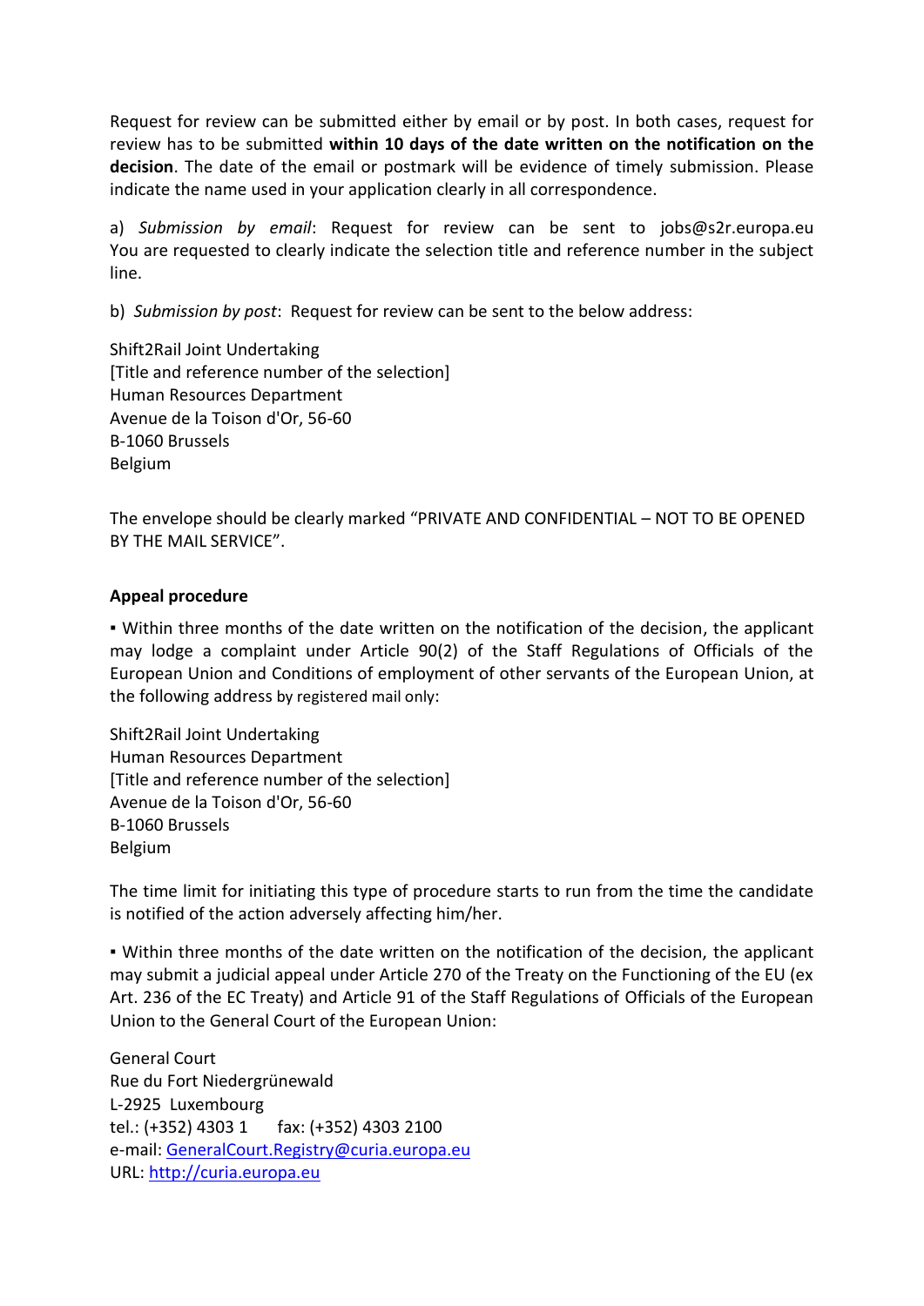Request for review can be submitted either by email or by post. In both cases, request for review has to be submitted **within 10 days of the date written on the notification on the decision**. The date of the email or postmark will be evidence of timely submission. Please indicate the name used in your application clearly in all correspondence.

a) *Submission by email*: Request for review can be sent to jobs@s2r.europa.eu You are requested to clearly indicate the selection title and reference number in the subject line.

b) *Submission by post*: Request for review can be sent to the below address:

Shift2Rail Joint Undertaking
[Title and reference number of the selection]
Human Resources Department
Avenue de la Toison d'Or, 56-60
B-1060 Brussels
Belgium

The envelope should be clearly marked "PRIVATE AND CONFIDENTIAL – NOT TO BE OPENED BY THE MAIL SERVICE".

**Appeal procedure**

▪ Within three months of the date written on the notification of the decision, the applicant may lodge a complaint under Article 90(2) of the Staff Regulations of Officials of the European Union and Conditions of employment of other servants of the European Union, at the following address by registered mail only:

Shift2Rail Joint Undertaking
Human Resources Department
[Title and reference number of the selection]
Avenue de la Toison d'Or, 56-60
B-1060 Brussels
Belgium

The time limit for initiating this type of procedure starts to run from the time the candidate is notified of the action adversely affecting him/her.

▪ Within three months of the date written on the notification of the decision, the applicant may submit a judicial appeal under Article 270 of the Treaty on the Functioning of the EU (ex Art. 236 of the EC Treaty) and Article 91 of the Staff Regulations of Officials of the European Union to the General Court of the European Union:

General Court
Rue du Fort Niedergrünewald
L-2925 Luxembourg
tel.: (+352) 4303 1 fax: (+352) 4303 2100
e-mail: GeneralCourt.Registry@curia.europa.eu
URL: http://curia.europa.eu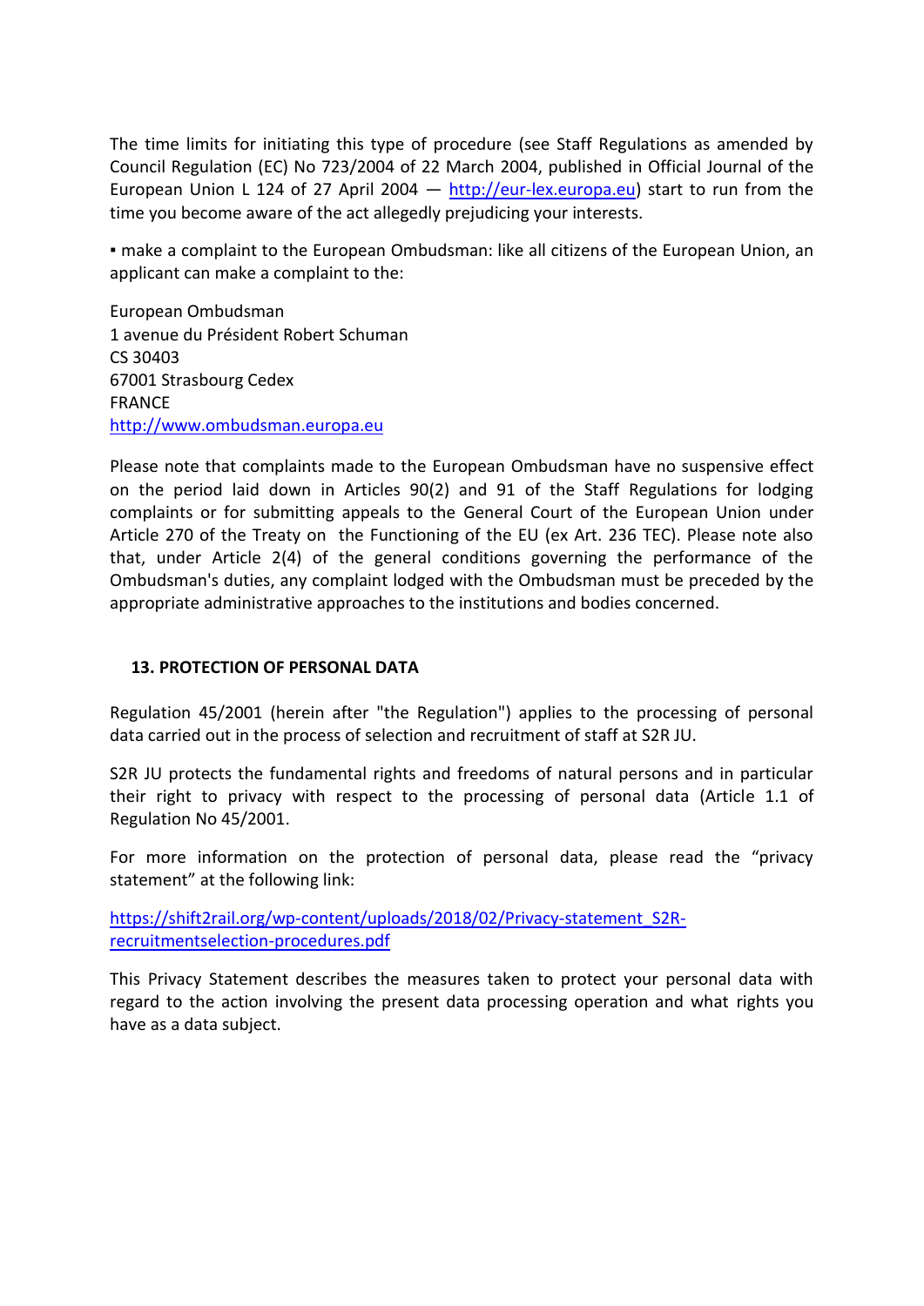The time limits for initiating this type of procedure (see Staff Regulations as amended by Council Regulation (EC) No 723/2004 of 22 March 2004, published in Official Journal of the European Union L 124 of 27 April 2004 — http://eur-lex.europa.eu) start to run from the time you become aware of the act allegedly prejudicing your interests.

▪ make a complaint to the European Ombudsman: like all citizens of the European Union, an applicant can make a complaint to the:

European Ombudsman
1 avenue du Président Robert Schuman
CS 30403
67001 Strasbourg Cedex
FRANCE
http://www.ombudsman.europa.eu

Please note that complaints made to the European Ombudsman have no suspensive effect on the period laid down in Articles 90(2) and 91 of the Staff Regulations for lodging complaints or for submitting appeals to the General Court of the European Union under Article 270 of the Treaty on the Functioning of the EU (ex Art. 236 TEC). Please note also that, under Article 2(4) of the general conditions governing the performance of the Ombudsman's duties, any complaint lodged with the Ombudsman must be preceded by the appropriate administrative approaches to the institutions and bodies concerned.

## 13. PROTECTION OF PERSONAL DATA

Regulation 45/2001 (herein after "the Regulation") applies to the processing of personal data carried out in the process of selection and recruitment of staff at S2R JU.

S2R JU protects the fundamental rights and freedoms of natural persons and in particular their right to privacy with respect to the processing of personal data (Article 1.1 of Regulation No 45/2001.

For more information on the protection of personal data, please read the "privacy statement" at the following link:

https://shift2rail.org/wp-content/uploads/2018/02/Privacy-statement_S2R-recruitmentselection-procedures.pdf

This Privacy Statement describes the measures taken to protect your personal data with regard to the action involving the present data processing operation and what rights you have as a data subject.